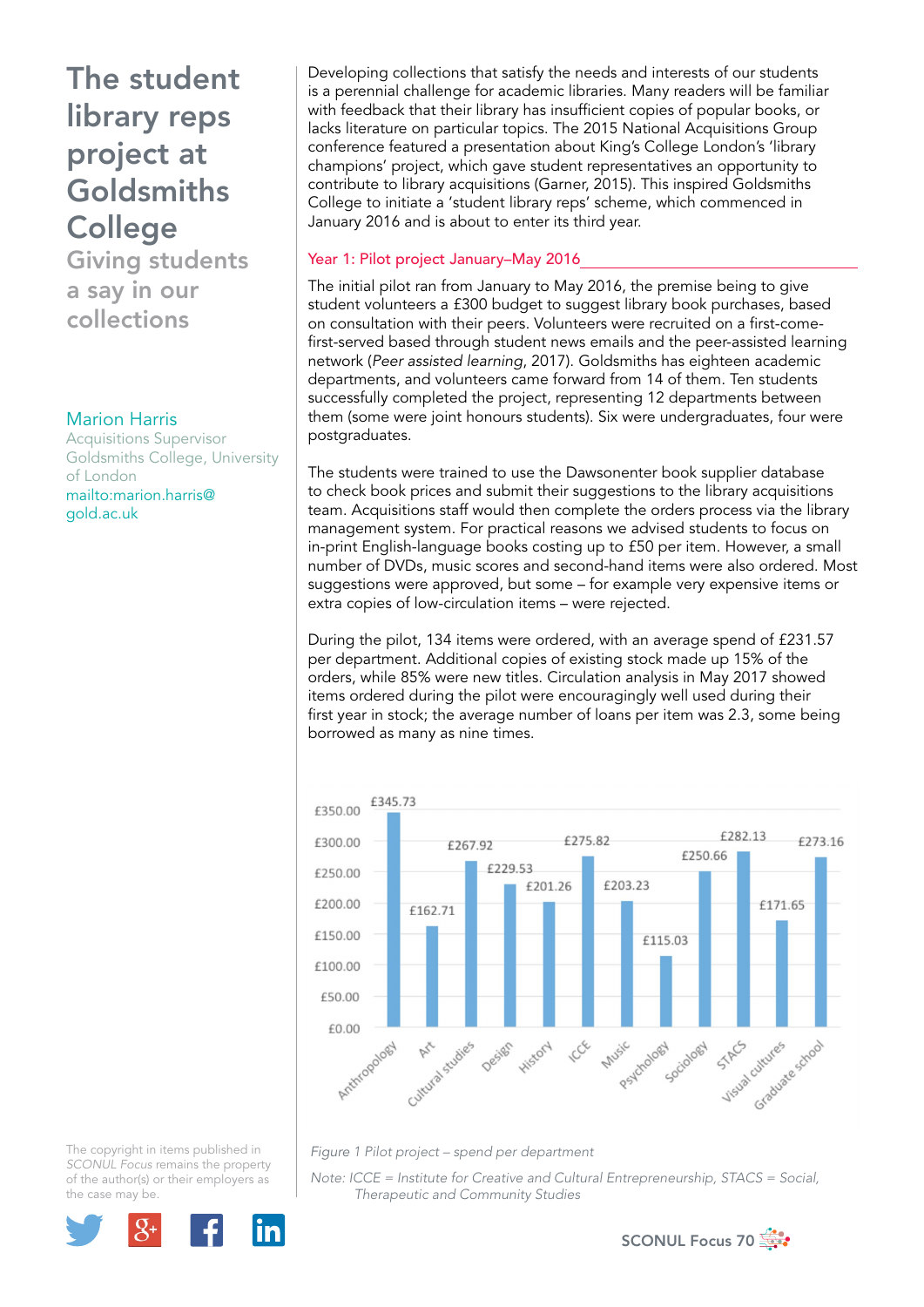# The student library reps project at Goldsmiths College

## Giving students a say in our collections

**Marion Harris**
Acquisitions Supervisor
Goldsmiths College, University of London
mailto:marion.harris@gold.ac.uk

Developing collections that satisfy the needs and interests of our students is a perennial challenge for academic libraries. Many readers will be familiar with feedback that their library has insufficient copies of popular books, or lacks literature on particular topics. The 2015 National Acquisitions Group conference featured a presentation about King's College London's 'library champions' project, which gave student representatives an opportunity to contribute to library acquisitions (Garner, 2015). This inspired Goldsmiths College to initiate a 'student library reps' scheme, which commenced in January 2016 and is about to enter its third year.

### Year 1: Pilot project January–May 2016

The initial pilot ran from January to May 2016, the premise being to give student volunteers a £300 budget to suggest library book purchases, based on consultation with their peers. Volunteers were recruited on a first-come-first-served based through student news emails and the peer-assisted learning network (*Peer assisted learning*, 2017). Goldsmiths has eighteen academic departments, and volunteers came forward from 14 of them. Ten students successfully completed the project, representing 12 departments between them (some were joint honours students). Six were undergraduates, four were postgraduates.

The students were trained to use the Dawsonenter book supplier database to check book prices and submit their suggestions to the library acquisitions team. Acquisitions staff would then complete the orders process via the library management system. For practical reasons we advised students to focus on in-print English-language books costing up to £50 per item. However, a small number of DVDs, music scores and second-hand items were also ordered. Most suggestions were approved, but some – for example very expensive items or extra copies of low-circulation items – were rejected.

During the pilot, 134 items were ordered, with an average spend of £231.57 per department. Additional copies of existing stock made up 15% of the orders, while 85% were new titles. Circulation analysis in May 2017 showed items ordered during the pilot were encouragingly well used during their first year in stock; the average number of loans per item was 2.3, some being borrowed as many as nine times.

| Department | Spend |
|---|---|
| Anthropology | £345.73 |
| Art | £162.71 |
| Cultural studies | £267.92 |
| Design | £229.53 |
| History | £201.26 |
| ICCE | £275.82 |
| Music | £203.23 |
| Psychology | £115.03 |
| Sociology | £250.66 |
| STACS | £282.13 |
| Visual cultures | £171.65 |
| Graduate school | £273.16 |

*Figure 1 Pilot project – spend per department*

*Note: ICCE = Institute for Creative and Cultural Entrepreneurship, STACS = Social, Therapeutic and Community Studies*

The copyright in items published in *SCONUL Focus* remains the property of the author(s) or their employers as the case may be.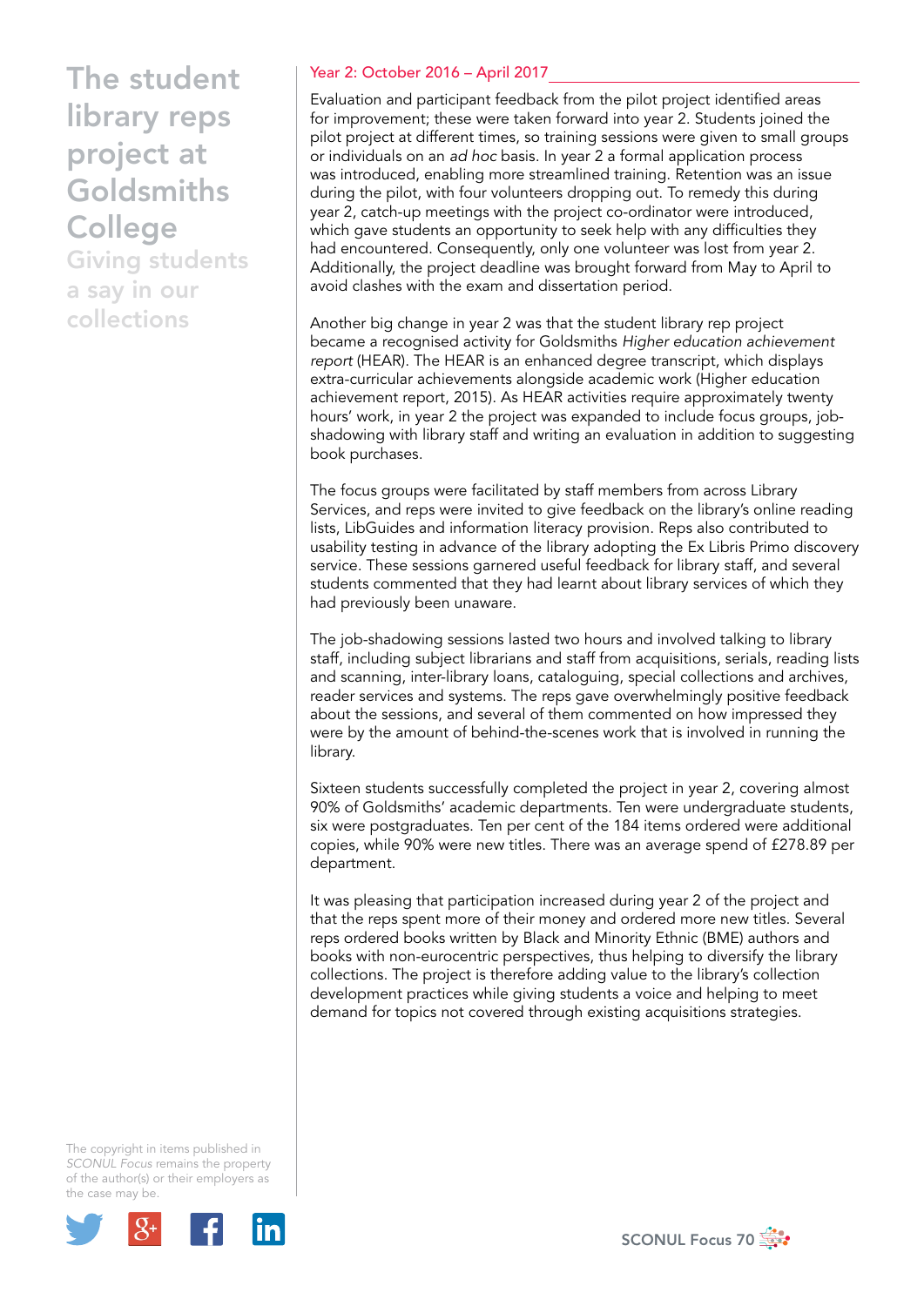### Year 2: October 2016 – April 2017

Evaluation and participant feedback from the pilot project identified areas for improvement; these were taken forward into year 2. Students joined the pilot project at different times, so training sessions were given to small groups or individuals on an *ad hoc* basis. In year 2 a formal application process was introduced, enabling more streamlined training. Retention was an issue during the pilot, with four volunteers dropping out. To remedy this during year 2, catch-up meetings with the project co-ordinator were introduced, which gave students an opportunity to seek help with any difficulties they had encountered. Consequently, only one volunteer was lost from year 2. Additionally, the project deadline was brought forward from May to April to avoid clashes with the exam and dissertation period.

Another big change in year 2 was that the student library rep project became a recognised activity for Goldsmiths *Higher education achievement report* (HEAR). The HEAR is an enhanced degree transcript, which displays extra-curricular achievements alongside academic work (Higher education achievement report, 2015). As HEAR activities require approximately twenty hours' work, in year 2 the project was expanded to include focus groups, job-shadowing with library staff and writing an evaluation in addition to suggesting book purchases.

The focus groups were facilitated by staff members from across Library Services, and reps were invited to give feedback on the library's online reading lists, LibGuides and information literacy provision. Reps also contributed to usability testing in advance of the library adopting the Ex Libris Primo discovery service. These sessions garnered useful feedback for library staff, and several students commented that they had learnt about library services of which they had previously been unaware.

The job-shadowing sessions lasted two hours and involved talking to library staff, including subject librarians and staff from acquisitions, serials, reading lists and scanning, inter-library loans, cataloguing, special collections and archives, reader services and systems. The reps gave overwhelmingly positive feedback about the sessions, and several of them commented on how impressed they were by the amount of behind-the-scenes work that is involved in running the library.

Sixteen students successfully completed the project in year 2, covering almost 90% of Goldsmiths' academic departments. Ten were undergraduate students, six were postgraduates. Ten per cent of the 184 items ordered were additional copies, while 90% were new titles. There was an average spend of £278.89 per department.

It was pleasing that participation increased during year 2 of the project and that the reps spent more of their money and ordered more new titles. Several reps ordered books written by Black and Minority Ethnic (BME) authors and books with non-eurocentric perspectives, thus helping to diversify the library collections. The project is therefore adding value to the library's collection development practices while giving students a voice and helping to meet demand for topics not covered through existing acquisitions strategies.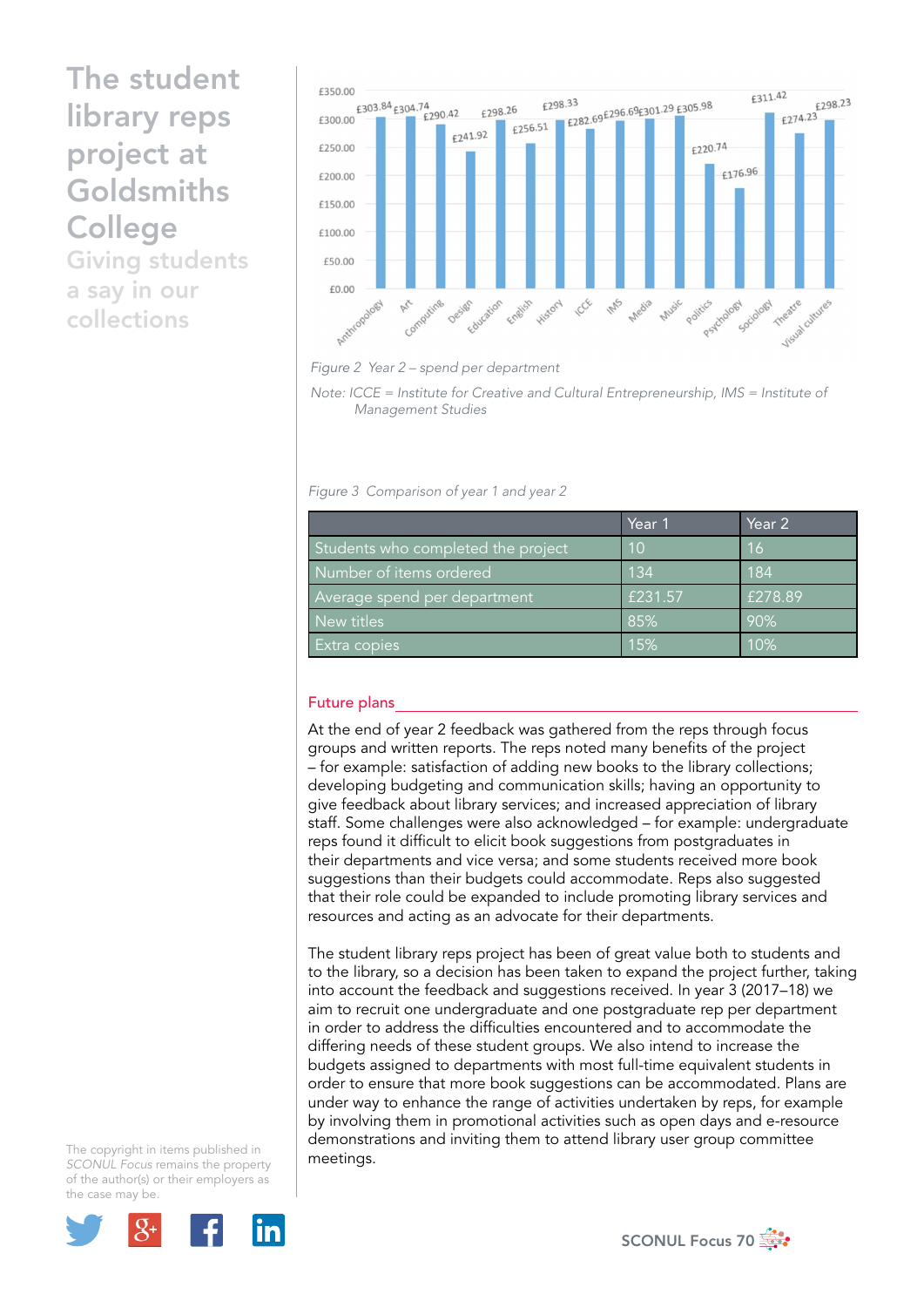# The student library reps project at Goldsmiths College

## Giving students a say in our collections

| Department | Spend |
|---|---|
| Anthropology | £303.84 |
| Art | £304.74 |
| Computing | £290.42 |
| Design | £241.92 |
| Education | £298.26 |
| English | £256.51 |
| History | £298.33 |
| ICCE | £282.69 |
| IMS | £296.69 |
| Media | £301.29 |
| Music | £305.98 |
| Politics | £220.74 |
| Psychology | £176.96 |
| Sociology | £311.42 |
| Theatre | £274.23 |
| Visual cultures | £298.23 |

*Figure 2 Year 2 – spend per department*

*Note: ICCE = Institute for Creative and Cultural Entrepreneurship, IMS = Institute of Management Studies*

*Figure 3 Comparison of year 1 and year 2*

| | Year 1 | Year 2 |
|---|---|---|
| Students who completed the project | 10 | 16 |
| Number of items ordered | 134 | 184 |
| Average spend per department | £231.57 | £278.89 |
| New titles | 85% | 90% |
| Extra copies | 15% | 10% |

## Future plans

At the end of year 2 feedback was gathered from the reps through focus groups and written reports. The reps noted many benefits of the project – for example: satisfaction of adding new books to the library collections; developing budgeting and communication skills; having an opportunity to give feedback about library services; and increased appreciation of library staff. Some challenges were also acknowledged – for example: undergraduate reps found it difficult to elicit book suggestions from postgraduates in their departments and vice versa; and some students received more book suggestions than their budgets could accommodate. Reps also suggested that their role could be expanded to include promoting library services and resources and acting as an advocate for their departments.

The student library reps project has been of great value both to students and to the library, so a decision has been taken to expand the project further, taking into account the feedback and suggestions received. In year 3 (2017–18) we aim to recruit one undergraduate and one postgraduate rep per department in order to address the difficulties encountered and to accommodate the differing needs of these student groups. We also intend to increase the budgets assigned to departments with most full-time equivalent students in order to ensure that more book suggestions can be accommodated. Plans are under way to enhance the range of activities undertaken by reps, for example by involving them in promotional activities such as open days and e-resource demonstrations and inviting them to attend library user group committee meetings.

The copyright in items published in *SCONUL Focus* remains the property of the author(s) or their employers as the case may be.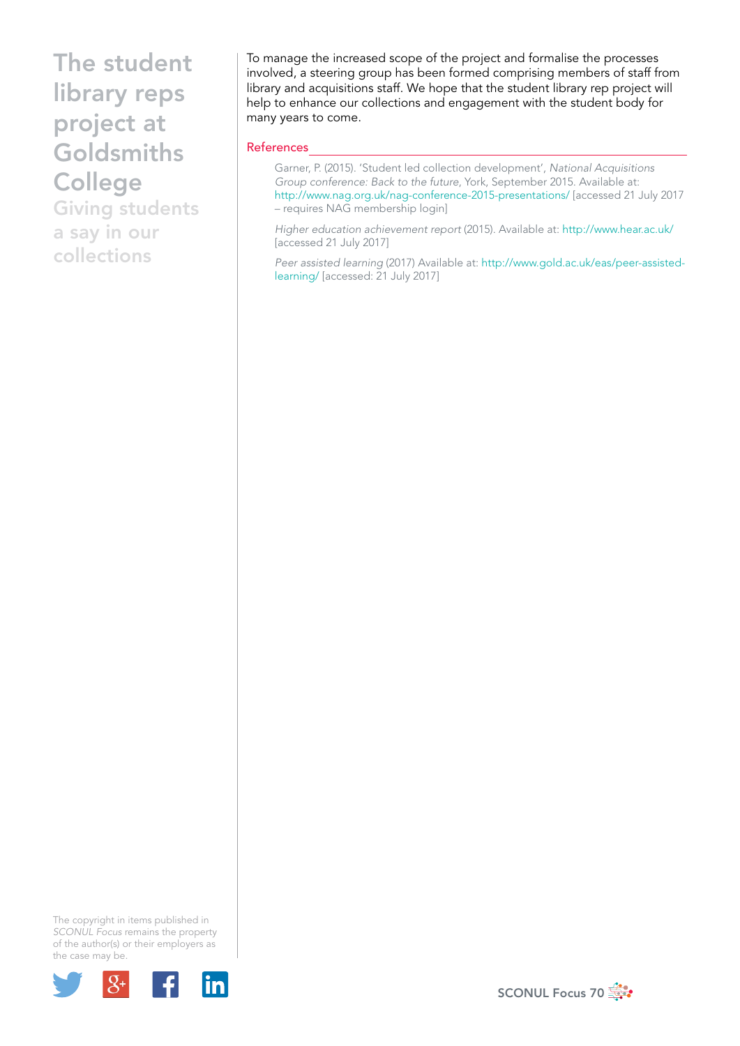To manage the increased scope of the project and formalise the processes involved, a steering group has been formed comprising members of staff from library and acquisitions staff. We hope that the student library rep project will help to enhance our collections and engagement with the student body for many years to come.

## References

Garner, P. (2015). 'Student led collection development', *National Acquisitions Group conference: Back to the future*, York, September 2015. Available at: http://www.nag.org.uk/nag-conference-2015-presentations/ [accessed 21 July 2017 – requires NAG membership login]

*Higher education achievement report* (2015). Available at: http://www.hear.ac.uk/ [accessed 21 July 2017]

*Peer assisted learning* (2017) Available at: http://www.gold.ac.uk/eas/peer-assisted-learning/ [accessed: 21 July 2017]

The copyright in items published in *SCONUL Focus* remains the property of the author(s) or their employers as the case may be.